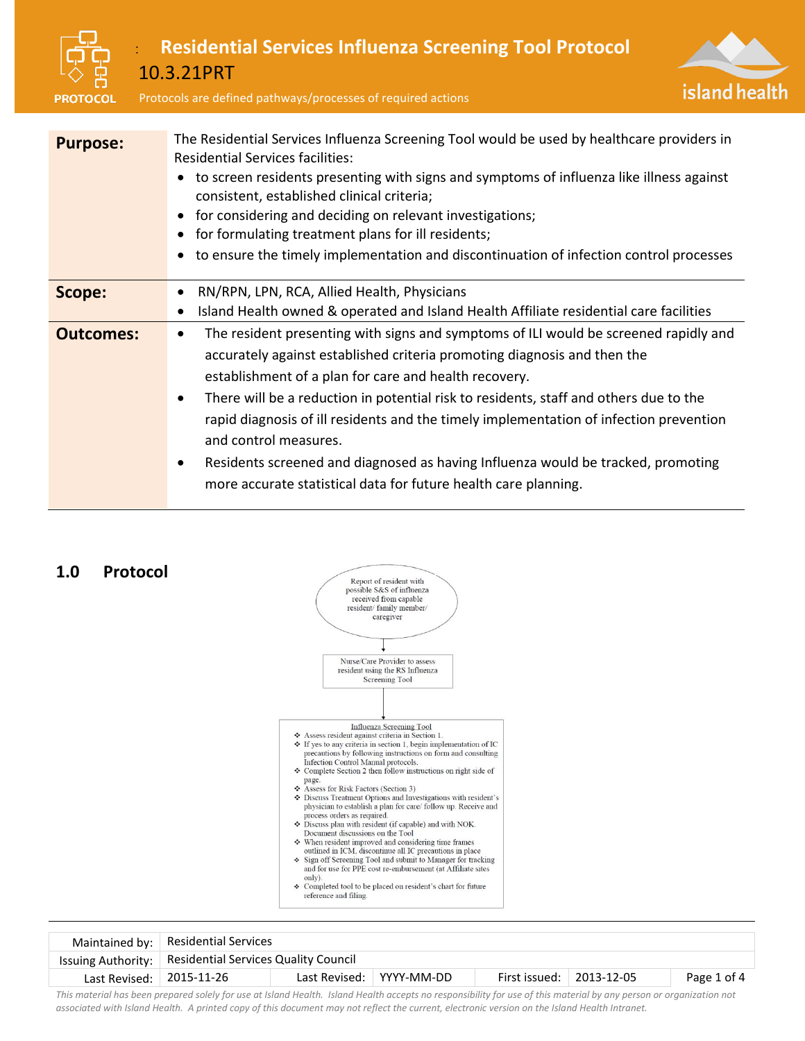# Residential Services Influenza Screening Tool Protocol

10.3.21PRT

PROTOCOL

Protocols are defined pathways/processes of required actions

| | |
|---|---|
| **Purpose:** | The Residential Services Influenza Screening Tool would be used by healthcare providers in Residential Services facilities:<br>• to screen residents presenting with signs and symptoms of influenza like illness against consistent, established clinical criteria;<br>• for considering and deciding on relevant investigations;<br>• for formulating treatment plans for ill residents;<br>• to ensure the timely implementation and discontinuation of infection control processes |
| **Scope:** | • RN/RPN, LPN, RCA, Allied Health, Physicians<br>• Island Health owned & operated and Island Health Affiliate residential care facilities |
| **Outcomes:** | • The resident presenting with signs and symptoms of ILI would be screened rapidly and accurately against established criteria promoting diagnosis and then the establishment of a plan for care and health recovery.<br>• There will be a reduction in potential risk to residents, staff and others due to the rapid diagnosis of ill residents and the timely implementation of infection prevention and control measures.<br>• Residents screened and diagnosed as having Influenza would be tracked, promoting more accurate statistical data for future health care planning. |

## 1.0 Protocol

Report of resident with possible S&S of influenza received from capable resident/ family member/ caregiver

↓

Nurse/Care Provider to assess resident using the RS Influenza Screening Tool

↓

Influenza Screening Tool

- Assess resident against criteria in Section 1.
- If yes to any criteria in section 1, begin implementation of IC precautions by following instructions on form and consulting Infection Control Manual protocols.
- Complete Section 2 then follow instructions on right side of page.
- Assess for Risk Factors (Section 3)
- Discuss Treatment Options and Investigations with resident's physician to establish a plan for care/ follow up. Receive and process orders as required.
- Discuss plan with resident (if capable) and with NOK. Document discussions on the Tool
- When resident improved and considering time frames outlined in ICM, discontinue all IC precautions in place
- Sign off Screening Tool and submit to Manager for tracking and for use for PPE cost re-embursement (at Affiliate sites only).
- Completed tool to be placed on resident's chart for future reference and filing.

| | | | | | |
|---|---|---|---|---|---|
| Maintained by: | Residential Services | | | | |
| Issuing Authority: | Residential Services Quality Council | | | | |
| Last Revised: | 2015-11-26 | Last Revised: | YYYY-MM-DD | First issued: | 2013-12-05 |

*This material has been prepared solely for use at Island Health. Island Health accepts no responsibility for use of this material by any person or organization not associated with Island Health. A printed copy of this document may not reflect the current, electronic version on the Island Health Intranet.*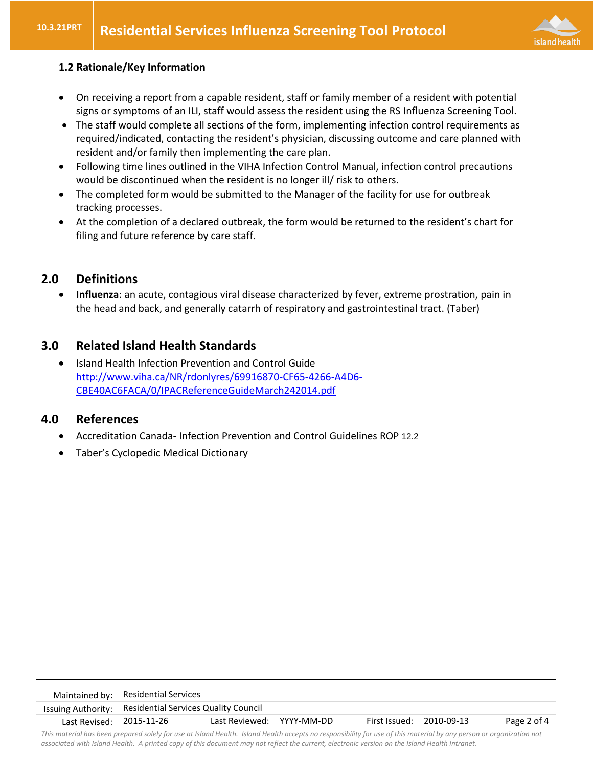### 1.2 Rationale/Key Information

- On receiving a report from a capable resident, staff or family member of a resident with potential signs or symptoms of an ILI, staff would assess the resident using the RS Influenza Screening Tool.
- The staff would complete all sections of the form, implementing infection control requirements as required/indicated, contacting the resident's physician, discussing outcome and care planned with resident and/or family then implementing the care plan.
- Following time lines outlined in the VIHA Infection Control Manual, infection control precautions would be discontinued when the resident is no longer ill/ risk to others.
- The completed form would be submitted to the Manager of the facility for use for outbreak tracking processes.
- At the completion of a declared outbreak, the form would be returned to the resident's chart for filing and future reference by care staff.

## 2.0 Definitions

- **Influenza**: an acute, contagious viral disease characterized by fever, extreme prostration, pain in the head and back, and generally catarrh of respiratory and gastrointestinal tract. (Taber)

## 3.0 Related Island Health Standards

- Island Health Infection Prevention and Control Guide
  http://www.viha.ca/NR/rdonlyres/69916870-CF65-4266-A4D6-CBE40AC6FACA/0/IPACReferenceGuideMarch242014.pdf

## 4.0 References

- Accreditation Canada- Infection Prevention and Control Guidelines ROP 12.2
- Taber's Cyclopedic Medical Dictionary

| Maintained by: | Residential Services | | | | | |
|---|---|---|---|---|---|---|
| Issuing Authority: | Residential Services Quality Council | | | | | |
| Last Revised: | 2015-11-26 | Last Reviewed: | YYYY-MM-DD | First Issued: | 2010-09-13 | |

*This material has been prepared solely for use at Island Health. Island Health accepts no responsibility for use of this material by any person or organization not associated with Island Health. A printed copy of this document may not reflect the current, electronic version on the Island Health Intranet.*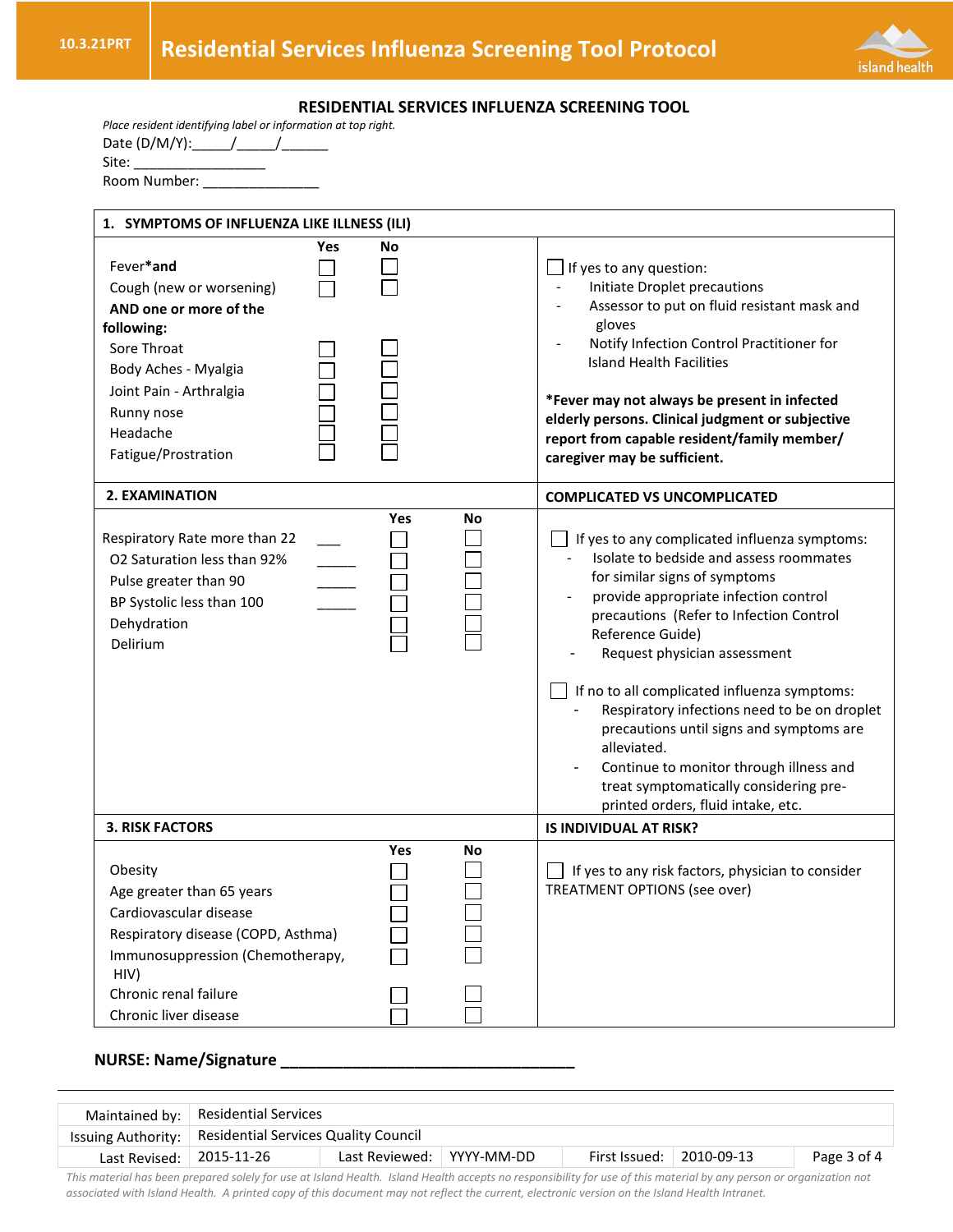# Residential Services Influenza Screening Tool Protocol

## RESIDENTIAL SERVICES INFLUENZA SCREENING TOOL

*Place resident identifying label or information at top right.*

Date (D/M/Y):_____/_____/______

Site: _________________

Room Number: _______________

| **1. SYMPTOMS OF INFLUENZA LIKE ILLNESS (ILI)** | | | |
|---|---|---|---|
| | **Yes** | **No** | |
| Fever**\*and** | ☐ | ☐ | ☐ If yes to any question:<br>- Initiate Droplet precautions<br>- Assessor to put on fluid resistant mask and gloves<br>- Notify Infection Control Practitioner for Island Health Facilities |
| Cough (new or worsening) | ☐ | ☐ | |
| **AND one or more of the following:** | | | |
| Sore Throat | ☐ | ☐ | |
| Body Aches - Myalgia | ☐ | ☐ | |
| Joint Pain - Arthralgia | ☐ | ☐ | **\*Fever may not always be present in infected elderly persons. Clinical judgment or subjective report from capable resident/family member/ caregiver may be sufficient.** |
| Runny nose | ☐ | ☐ | |
| Headache | ☐ | ☐ | |
| Fatigue/Prostration | ☐ | ☐ | |

| **2. EXAMINATION** | | | | **COMPLICATED VS UNCOMPLICATED** |
|---|---|---|---|---|
| | | **Yes** | **No** | |
| Respiratory Rate more than 22 | ___ | ☐ | ☐ | ☐ If yes to any complicated influenza symptoms:<br>- Isolate to bedside and assess roommates for similar signs of symptoms<br>- provide appropriate infection control precautions (Refer to Infection Control Reference Guide)<br>- Request physician assessment |
| O2 Saturation less than 92% | _____ | ☐ | ☐ | |
| Pulse greater than 90 | _____ | ☐ | ☐ | |
| BP Systolic less than 100 | _____ | ☐ | ☐ | |
| Dehydration | | ☐ | ☐ | ☐ If no to all complicated influenza symptoms:<br>- Respiratory infections need to be on droplet precautions until signs and symptoms are alleviated.<br>- Continue to monitor through illness and treat symptomatically considering pre-printed orders, fluid intake, etc. |
| Delirium | | ☐ | ☐ | |

| **3. RISK FACTORS** | | | **IS INDIVIDUAL AT RISK?** |
|---|---|---|---|
| | **Yes** | **No** | |
| Obesity | ☐ | ☐ | ☐ If yes to any risk factors, physician to consider TREATMENT OPTIONS (see over) |
| Age greater than 65 years | ☐ | ☐ | |
| Cardiovascular disease | ☐ | ☐ | |
| Respiratory disease (COPD, Asthma) | ☐ | ☐ | |
| Immunosuppression (Chemotherapy, HIV) | ☐ | ☐ | |
| Chronic renal failure | ☐ | ☐ | |
| Chronic liver disease | ☐ | ☐ | |

**NURSE: Name/Signature ________________________________**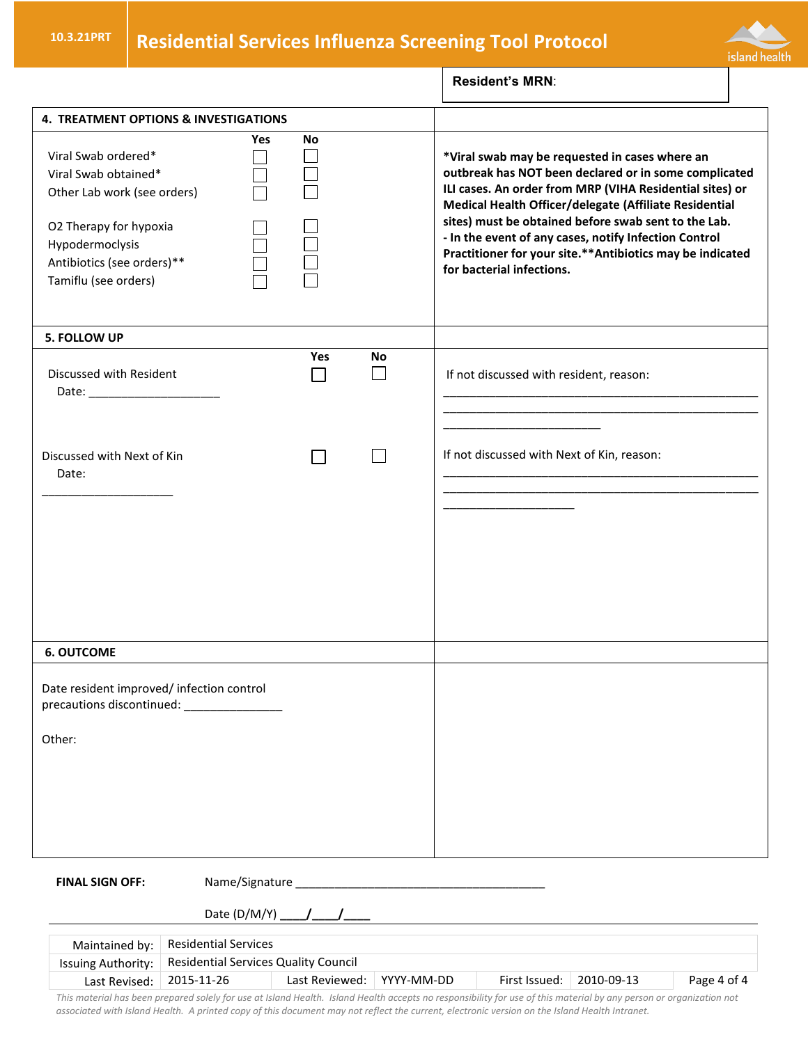**Resident's MRN:**

| 4. TREATMENT OPTIONS & INVESTIGATIONS | Yes | No | |
|---|---|---|---|
| Viral Swab ordered* | ☐ | ☐ | ***Viral swab may be requested in cases where an outbreak has NOT been declared or in some complicated ILI cases. An order from MRP (VIHA Residential sites) or Medical Health Officer/delegate (Affiliate Residential sites) must be obtained before swab sent to the Lab. - In the event of any cases, notify Infection Control Practitioner for your site.**Antibiotics may be indicated for bacterial infections.** |
| Viral Swab obtained* | ☐ | ☐ | |
| Other Lab work (see orders) | ☐ | ☐ | |
| O2 Therapy for hypoxia | ☐ | ☐ | |
| Hypodermoclysis | ☐ | ☐ | |
| Antibiotics (see orders)** | ☐ | ☐ | |
| Tamiflu (see orders) | ☐ | ☐ | |

| 5. FOLLOW UP | Yes | No | |
|---|---|---|---|
| Discussed with Resident<br>Date: ____________________ | ☐ | ☐ | If not discussed with resident, reason:<br>__________________________________________________<br>__________________________________________________<br>_________________________ |
| Discussed with Next of Kin<br>Date: ____________________ | ☐ | ☐ | If not discussed with Next of Kin, reason:<br>__________________________________________________<br>__________________________________________________<br>____________________ |

| 6. OUTCOME | |
|---|---|
| Date resident improved/ infection control precautions discontinued: _______________<br><br>Other: | |

**FINAL SIGN OFF:** Name/Signature _______________________________________

Date (D/M/Y) ____/____/____

| | | | | | |
|---|---|---|---|---|---|
| Maintained by: | Residential Services | | | | |
| Issuing Authority: | Residential Services Quality Council | | | | |
| Last Revised: | 2015-11-26 | Last Reviewed: | YYYY-MM-DD | First Issued: | 2010-09-13 |

*This material has been prepared solely for use at Island Health. Island Health accepts no responsibility for use of this material by any person or organization not associated with Island Health. A printed copy of this document may not reflect the current, electronic version on the Island Health Intranet.*